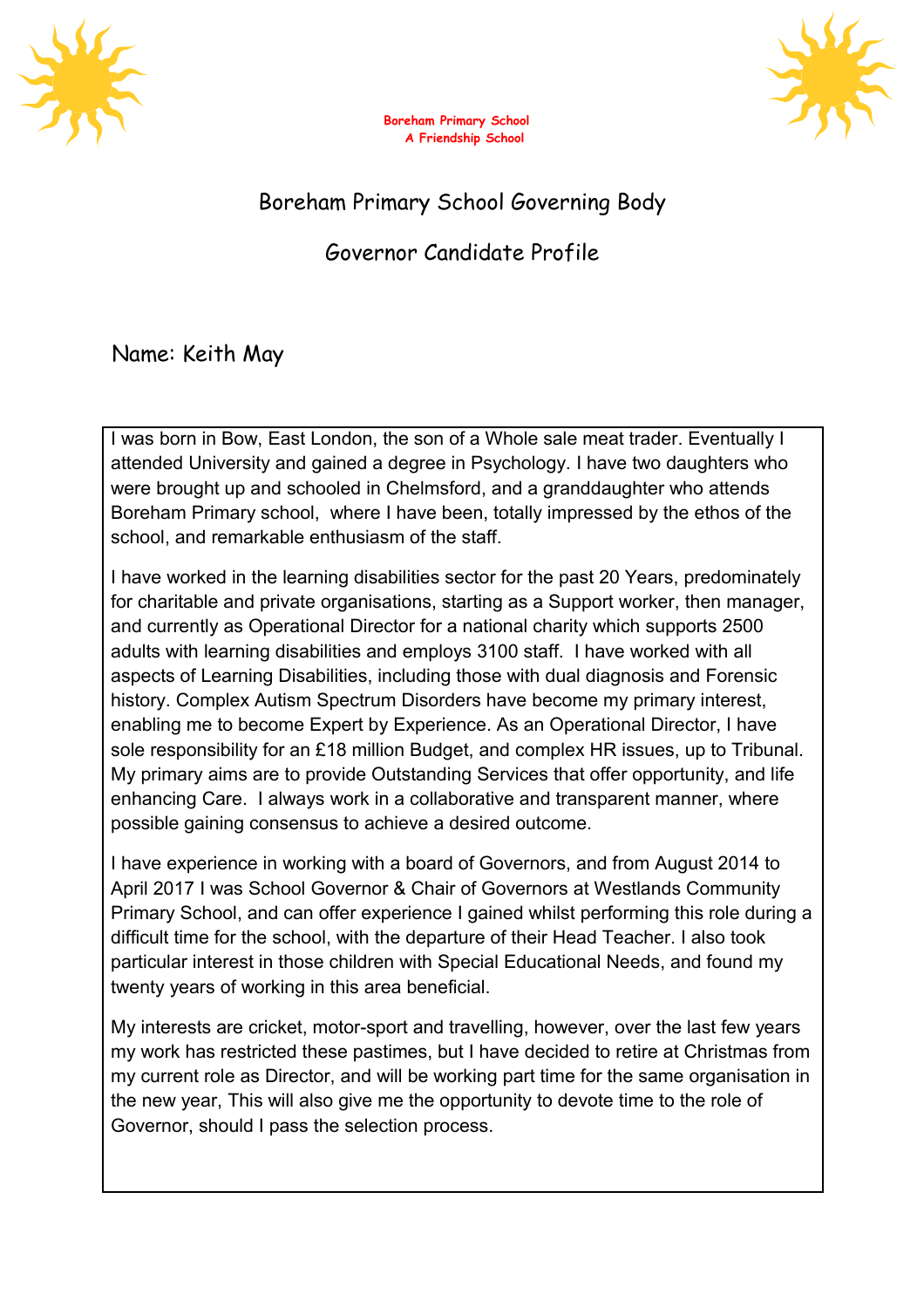**Boreham Primary School**
***A Friendship School***

# Boreham Primary School Governing Body

## Governor Candidate Profile

Name: Keith May

I was born in Bow, East London, the son of a Whole sale meat trader. Eventually I attended University and gained a degree in Psychology. I have two daughters who were brought up and schooled in Chelmsford, and a granddaughter who attends Boreham Primary school,  where I have been, totally impressed by the ethos of the school, and remarkable enthusiasm of the staff.

I have worked in the learning disabilities sector for the past 20 Years, predominately for charitable and private organisations, starting as a Support worker, then manager, and currently as Operational Director for a national charity which supports 2500 adults with learning disabilities and employs 3100 staff.  I have worked with all aspects of Learning Disabilities, including those with dual diagnosis and Forensic history. Complex Autism Spectrum Disorders have become my primary interest, enabling me to become Expert by Experience. As an Operational Director, I have sole responsibility for an £18 million Budget, and complex HR issues, up to Tribunal. My primary aims are to provide Outstanding Services that offer opportunity, and life enhancing Care.  I always work in a collaborative and transparent manner, where possible gaining consensus to achieve a desired outcome.

I have experience in working with a board of Governors, and from August 2014 to April 2017 I was School Governor & Chair of Governors at Westlands Community Primary School, and can offer experience I gained whilst performing this role during a difficult time for the school, with the departure of their Head Teacher. I also took particular interest in those children with Special Educational Needs, and found my twenty years of working in this area beneficial.

My interests are cricket, motor-sport and travelling, however, over the last few years my work has restricted these pastimes, but I have decided to retire at Christmas from my current role as Director, and will be working part time for the same organisation in the new year, This will also give me the opportunity to devote time to the role of Governor, should I pass the selection process.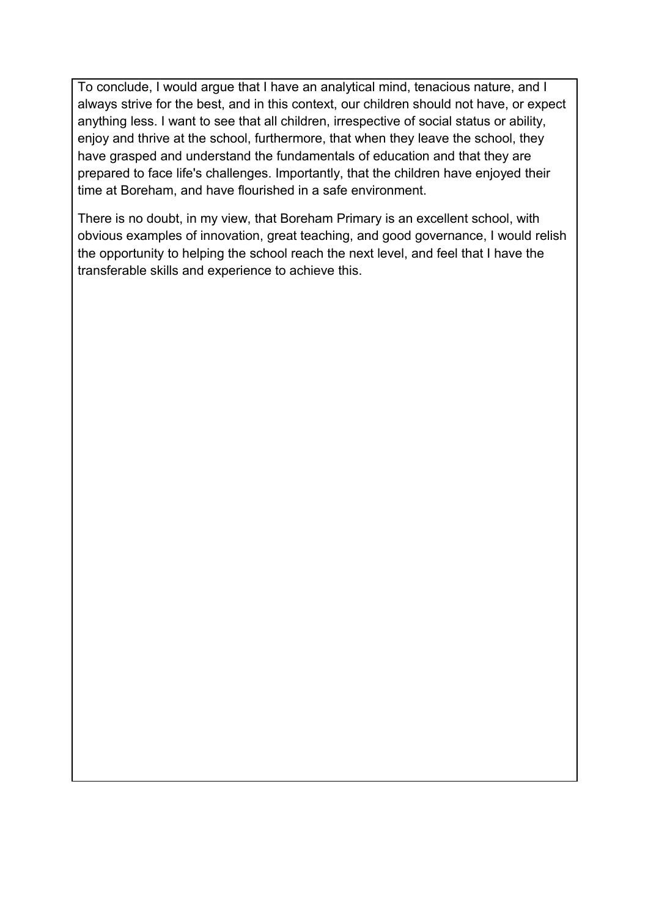To conclude, I would argue that I have an analytical mind, tenacious nature, and I always strive for the best, and in this context, our children should not have, or expect anything less. I want to see that all children, irrespective of social status or ability, enjoy and thrive at the school, furthermore, that when they leave the school, they have grasped and understand the fundamentals of education and that they are prepared to face life's challenges. Importantly, that the children have enjoyed their time at Boreham, and have flourished in a safe environment.

There is no doubt, in my view, that Boreham Primary is an excellent school, with obvious examples of innovation, great teaching, and good governance, I would relish the opportunity to helping the school reach the next level, and feel that I have the transferable skills and experience to achieve this.